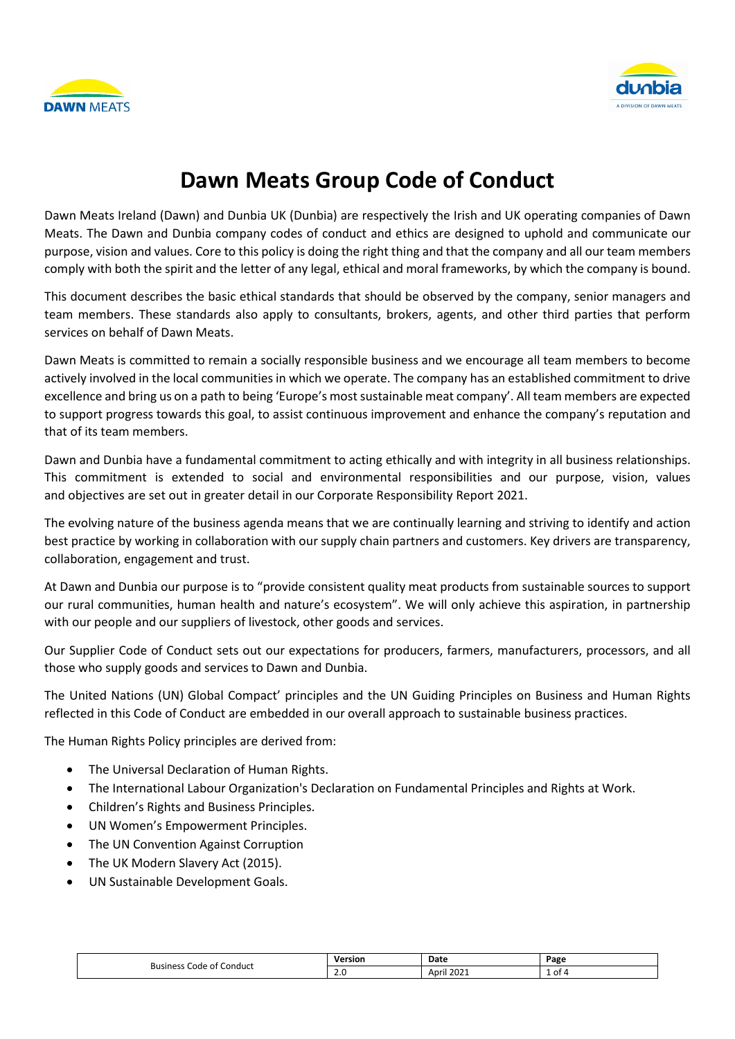# Dawn Meats Group Code of Conduct

Dawn Meats Ireland (Dawn) and Dunbia UK (Dunbia) are respectively the Irish and UK operating companies of Dawn Meats. The Dawn and Dunbia company codes of conduct and ethics are designed to uphold and communicate our purpose, vision and values. Core to this policy is doing the right thing and that the company and all our team members comply with both the spirit and the letter of any legal, ethical and moral frameworks, by which the company is bound.

This document describes the basic ethical standards that should be observed by the company, senior managers and team members. These standards also apply to consultants, brokers, agents, and other third parties that perform services on behalf of Dawn Meats.

Dawn Meats is committed to remain a socially responsible business and we encourage all team members to become actively involved in the local communities in which we operate. The company has an established commitment to drive excellence and bring us on a path to being 'Europe's most sustainable meat company'. All team members are expected to support progress towards this goal, to assist continuous improvement and enhance the company's reputation and that of its team members.

Dawn and Dunbia have a fundamental commitment to acting ethically and with integrity in all business relationships. This commitment is extended to social and environmental responsibilities and our purpose, vision, values and objectives are set out in greater detail in our Corporate Responsibility Report 2021.

The evolving nature of the business agenda means that we are continually learning and striving to identify and action best practice by working in collaboration with our supply chain partners and customers. Key drivers are transparency, collaboration, engagement and trust.

At Dawn and Dunbia our purpose is to "provide consistent quality meat products from sustainable sources to support our rural communities, human health and nature's ecosystem". We will only achieve this aspiration, in partnership with our people and our suppliers of livestock, other goods and services.

Our Supplier Code of Conduct sets out our expectations for producers, farmers, manufacturers, processors, and all those who supply goods and services to Dawn and Dunbia.

The United Nations (UN) Global Compact' principles and the UN Guiding Principles on Business and Human Rights reflected in this Code of Conduct are embedded in our overall approach to sustainable business practices.

The Human Rights Policy principles are derived from:

- The Universal Declaration of Human Rights.
- The International Labour Organization's Declaration on Fundamental Principles and Rights at Work.
- Children's Rights and Business Principles.
- UN Women's Empowerment Principles.
- The UN Convention Against Corruption
- The UK Modern Slavery Act (2015).
- UN Sustainable Development Goals.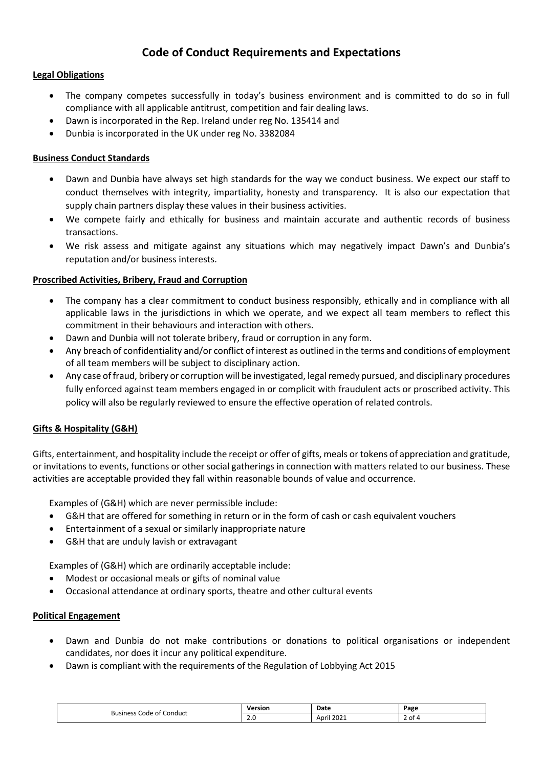# Code of Conduct Requirements and Expectations

**Legal Obligations**

- The company competes successfully in today's business environment and is committed to do so in full compliance with all applicable antitrust, competition and fair dealing laws.
- Dawn is incorporated in the Rep. Ireland under reg No. 135414 and
- Dunbia is incorporated in the UK under reg No. 3382084

**Business Conduct Standards**

- Dawn and Dunbia have always set high standards for the way we conduct business. We expect our staff to conduct themselves with integrity, impartiality, honesty and transparency. It is also our expectation that supply chain partners display these values in their business activities.
- We compete fairly and ethically for business and maintain accurate and authentic records of business transactions.
- We risk assess and mitigate against any situations which may negatively impact Dawn's and Dunbia's reputation and/or business interests.

**Proscribed Activities, Bribery, Fraud and Corruption**

- The company has a clear commitment to conduct business responsibly, ethically and in compliance with all applicable laws in the jurisdictions in which we operate, and we expect all team members to reflect this commitment in their behaviours and interaction with others.
- Dawn and Dunbia will not tolerate bribery, fraud or corruption in any form.
- Any breach of confidentiality and/or conflict of interest as outlined in the terms and conditions of employment of all team members will be subject to disciplinary action.
- Any case of fraud, bribery or corruption will be investigated, legal remedy pursued, and disciplinary procedures fully enforced against team members engaged in or complicit with fraudulent acts or proscribed activity. This policy will also be regularly reviewed to ensure the effective operation of related controls.

**Gifts & Hospitality (G&H)**

Gifts, entertainment, and hospitality include the receipt or offer of gifts, meals or tokens of appreciation and gratitude, or invitations to events, functions or other social gatherings in connection with matters related to our business. These activities are acceptable provided they fall within reasonable bounds of value and occurrence.

Examples of (G&H) which are never permissible include:

- G&H that are offered for something in return or in the form of cash or cash equivalent vouchers
- Entertainment of a sexual or similarly inappropriate nature
- G&H that are unduly lavish or extravagant

Examples of (G&H) which are ordinarily acceptable include:

- Modest or occasional meals or gifts of nominal value
- Occasional attendance at ordinary sports, theatre and other cultural events

**Political Engagement**

- Dawn and Dunbia do not make contributions or donations to political organisations or independent candidates, nor does it incur any political expenditure.
- Dawn is compliant with the requirements of the Regulation of Lobbying Act 2015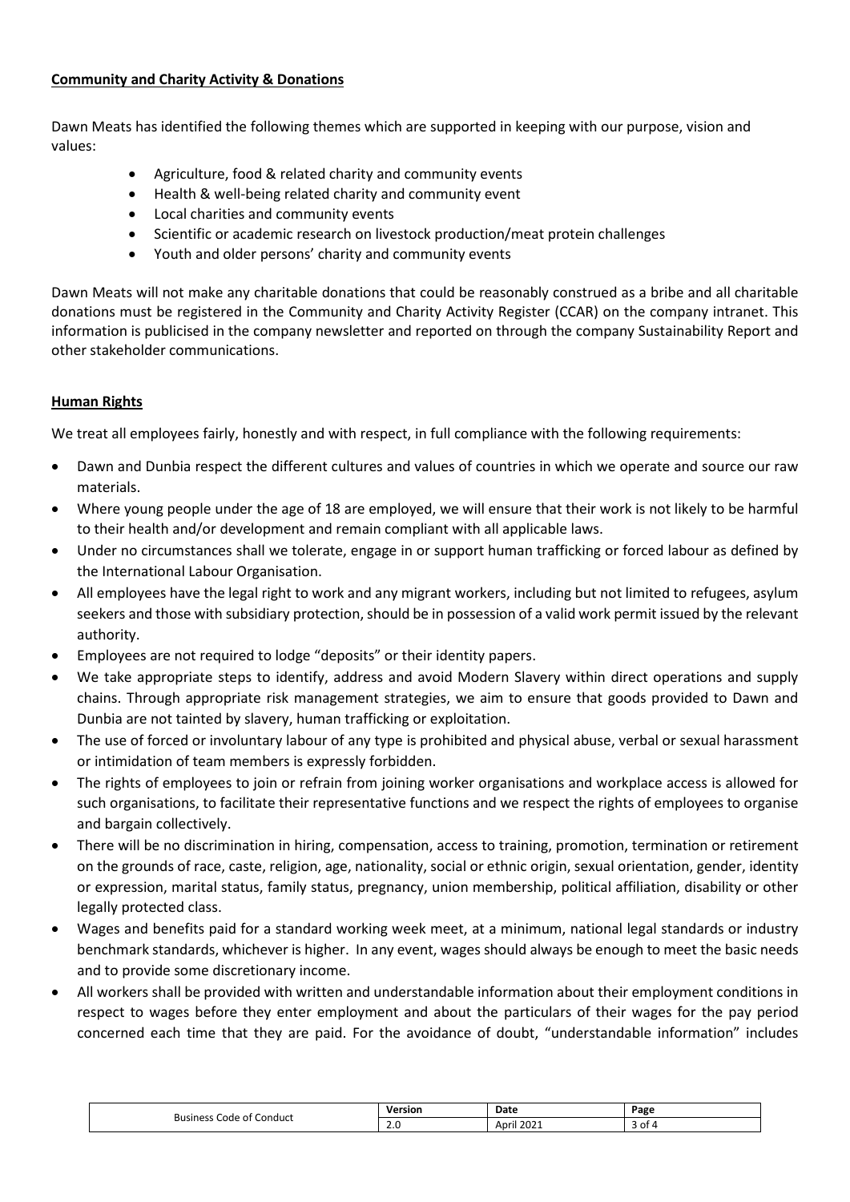**Community and Charity Activity & Donations**

Dawn Meats has identified the following themes which are supported in keeping with our purpose, vision and values:

- Agriculture, food & related charity and community events
- Health & well-being related charity and community event
- Local charities and community events
- Scientific or academic research on livestock production/meat protein challenges
- Youth and older persons' charity and community events

Dawn Meats will not make any charitable donations that could be reasonably construed as a bribe and all charitable donations must be registered in the Community and Charity Activity Register (CCAR) on the company intranet. This information is publicised in the company newsletter and reported on through the company Sustainability Report and other stakeholder communications.

**Human Rights**

We treat all employees fairly, honestly and with respect, in full compliance with the following requirements:

- Dawn and Dunbia respect the different cultures and values of countries in which we operate and source our raw materials.
- Where young people under the age of 18 are employed, we will ensure that their work is not likely to be harmful to their health and/or development and remain compliant with all applicable laws.
- Under no circumstances shall we tolerate, engage in or support human trafficking or forced labour as defined by the International Labour Organisation.
- All employees have the legal right to work and any migrant workers, including but not limited to refugees, asylum seekers and those with subsidiary protection, should be in possession of a valid work permit issued by the relevant authority.
- Employees are not required to lodge "deposits" or their identity papers.
- We take appropriate steps to identify, address and avoid Modern Slavery within direct operations and supply chains. Through appropriate risk management strategies, we aim to ensure that goods provided to Dawn and Dunbia are not tainted by slavery, human trafficking or exploitation.
- The use of forced or involuntary labour of any type is prohibited and physical abuse, verbal or sexual harassment or intimidation of team members is expressly forbidden.
- The rights of employees to join or refrain from joining worker organisations and workplace access is allowed for such organisations, to facilitate their representative functions and we respect the rights of employees to organise and bargain collectively.
- There will be no discrimination in hiring, compensation, access to training, promotion, termination or retirement on the grounds of race, caste, religion, age, nationality, social or ethnic origin, sexual orientation, gender, identity or expression, marital status, family status, pregnancy, union membership, political affiliation, disability or other legally protected class.
- Wages and benefits paid for a standard working week meet, at a minimum, national legal standards or industry benchmark standards, whichever is higher. In any event, wages should always be enough to meet the basic needs and to provide some discretionary income.
- All workers shall be provided with written and understandable information about their employment conditions in respect to wages before they enter employment and about the particulars of their wages for the pay period concerned each time that they are paid. For the avoidance of doubt, "understandable information" includes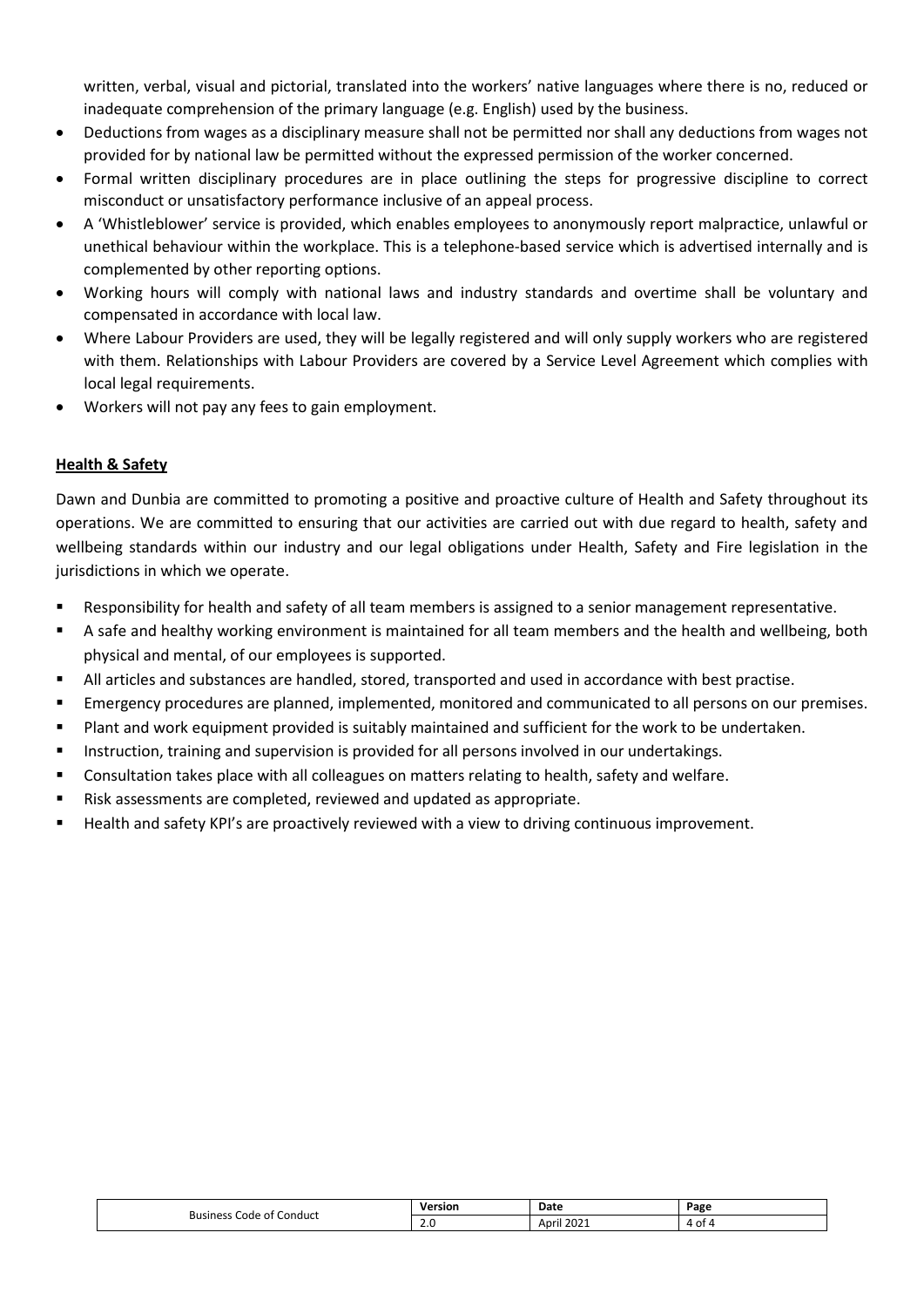written, verbal, visual and pictorial, translated into the workers' native languages where there is no, reduced or inadequate comprehension of the primary language (e.g. English) used by the business.

- Deductions from wages as a disciplinary measure shall not be permitted nor shall any deductions from wages not provided for by national law be permitted without the expressed permission of the worker concerned.
- Formal written disciplinary procedures are in place outlining the steps for progressive discipline to correct misconduct or unsatisfactory performance inclusive of an appeal process.
- A 'Whistleblower' service is provided, which enables employees to anonymously report malpractice, unlawful or unethical behaviour within the workplace. This is a telephone-based service which is advertised internally and is complemented by other reporting options.
- Working hours will comply with national laws and industry standards and overtime shall be voluntary and compensated in accordance with local law.
- Where Labour Providers are used, they will be legally registered and will only supply workers who are registered with them. Relationships with Labour Providers are covered by a Service Level Agreement which complies with local legal requirements.
- Workers will not pay any fees to gain employment.

**Health & Safety**

Dawn and Dunbia are committed to promoting a positive and proactive culture of Health and Safety throughout its operations. We are committed to ensuring that our activities are carried out with due regard to health, safety and wellbeing standards within our industry and our legal obligations under Health, Safety and Fire legislation in the jurisdictions in which we operate.

- Responsibility for health and safety of all team members is assigned to a senior management representative.
- A safe and healthy working environment is maintained for all team members and the health and wellbeing, both physical and mental, of our employees is supported.
- All articles and substances are handled, stored, transported and used in accordance with best practise.
- Emergency procedures are planned, implemented, monitored and communicated to all persons on our premises.
- Plant and work equipment provided is suitably maintained and sufficient for the work to be undertaken.
- Instruction, training and supervision is provided for all persons involved in our undertakings.
- Consultation takes place with all colleagues on matters relating to health, safety and welfare.
- Risk assessments are completed, reviewed and updated as appropriate.
- Health and safety KPI's are proactively reviewed with a view to driving continuous improvement.